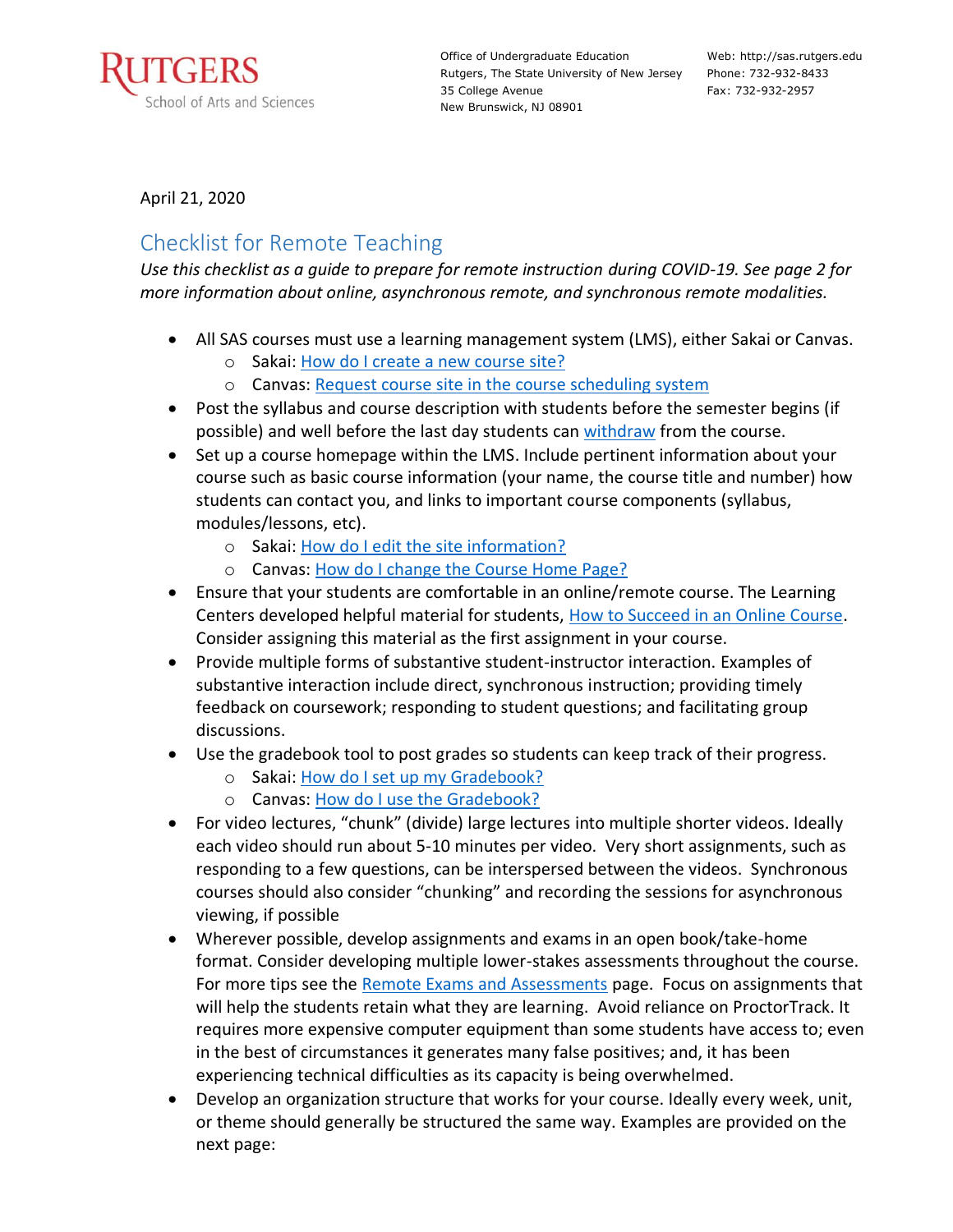RUTGERS
School of Arts and Sciences

Office of Undergraduate Education
Rutgers, The State University of New Jersey
35 College Avenue
New Brunswick, NJ 08901

Web: http://sas.rutgers.edu
Phone: 732-932-8433
Fax: 732-932-2957

April 21, 2020

## Checklist for Remote Teaching

*Use this checklist as a guide to prepare for remote instruction during COVID-19. See page 2 for more information about online, asynchronous remote, and synchronous remote modalities.*

- All SAS courses must use a learning management system (LMS), either Sakai or Canvas.
  - Sakai: How do I create a new course site?
  - Canvas: Request course site in the course scheduling system
- Post the syllabus and course description with students before the semester begins (if possible) and well before the last day students can withdraw from the course.
- Set up a course homepage within the LMS. Include pertinent information about your course such as basic course information (your name, the course title and number) how students can contact you, and links to important course components (syllabus, modules/lessons, etc).
  - Sakai: How do I edit the site information?
  - Canvas: How do I change the Course Home Page?
- Ensure that your students are comfortable in an online/remote course. The Learning Centers developed helpful material for students, How to Succeed in an Online Course. Consider assigning this material as the first assignment in your course.
- Provide multiple forms of substantive student-instructor interaction. Examples of substantive interaction include direct, synchronous instruction; providing timely feedback on coursework; responding to student questions; and facilitating group discussions.
- Use the gradebook tool to post grades so students can keep track of their progress.
  - Sakai: How do I set up my Gradebook?
  - Canvas: How do I use the Gradebook?
- For video lectures, "chunk" (divide) large lectures into multiple shorter videos. Ideally each video should run about 5-10 minutes per video. Very short assignments, such as responding to a few questions, can be interspersed between the videos. Synchronous courses should also consider "chunking" and recording the sessions for asynchronous viewing, if possible
- Wherever possible, develop assignments and exams in an open book/take-home format. Consider developing multiple lower-stakes assessments throughout the course. For more tips see the Remote Exams and Assessments page. Focus on assignments that will help the students retain what they are learning. Avoid reliance on ProctorTrack. It requires more expensive computer equipment than some students have access to; even in the best of circumstances it generates many false positives; and, it has been experiencing technical difficulties as its capacity is being overwhelmed.
- Develop an organization structure that works for your course. Ideally every week, unit, or theme should generally be structured the same way. Examples are provided on the next page: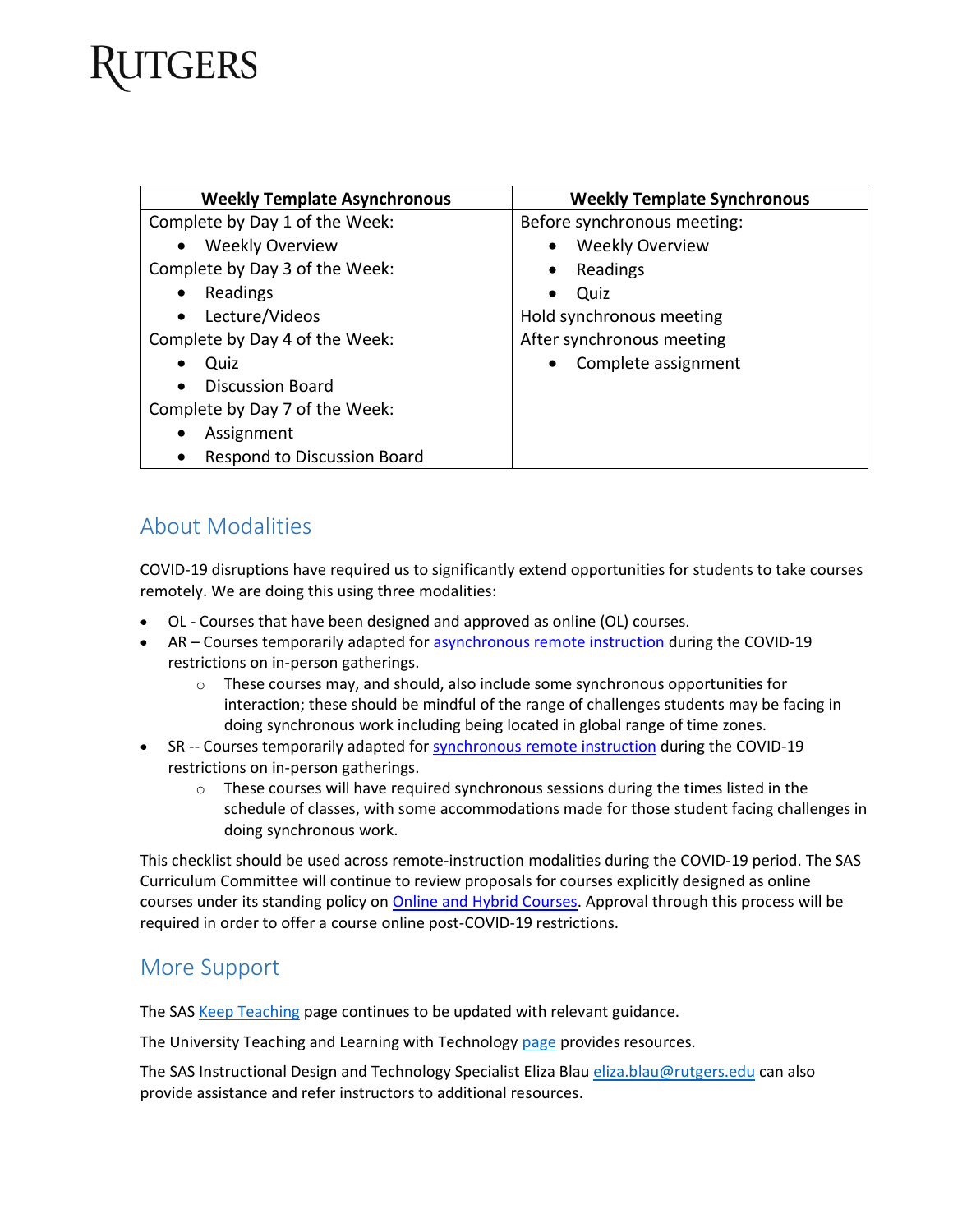| Weekly Template Asynchronous | Weekly Template Synchronous |
| --- | --- |
| Complete by Day 1 of the Week:<br>• Weekly Overview<br>Complete by Day 3 of the Week:<br>• Readings<br>• Lecture/Videos<br>Complete by Day 4 of the Week:<br>• Quiz<br>• Discussion Board<br>Complete by Day 7 of the Week:<br>• Assignment<br>• Respond to Discussion Board | Before synchronous meeting:<br>• Weekly Overview<br>• Readings<br>• Quiz<br>Hold synchronous meeting<br>After synchronous meeting<br>• Complete assignment |

## About Modalities

COVID-19 disruptions have required us to significantly extend opportunities for students to take courses remotely. We are doing this using three modalities:

- OL - Courses that have been designed and approved as online (OL) courses.
- AR – Courses temporarily adapted for asynchronous remote instruction during the COVID-19 restrictions on in-person gatherings.
  - These courses may, and should, also include some synchronous opportunities for interaction; these should be mindful of the range of challenges students may be facing in doing synchronous work including being located in global range of time zones.
- SR -- Courses temporarily adapted for synchronous remote instruction during the COVID-19 restrictions on in-person gatherings.
  - These courses will have required synchronous sessions during the times listed in the schedule of classes, with some accommodations made for those student facing challenges in doing synchronous work.

This checklist should be used across remote-instruction modalities during the COVID-19 period. The SAS Curriculum Committee will continue to review proposals for courses explicitly designed as online courses under its standing policy on Online and Hybrid Courses. Approval through this process will be required in order to offer a course online post-COVID-19 restrictions.

## More Support

The SAS Keep Teaching page continues to be updated with relevant guidance.

The University Teaching and Learning with Technology page provides resources.

The SAS Instructional Design and Technology Specialist Eliza Blau eliza.blau@rutgers.edu can also provide assistance and refer instructors to additional resources.